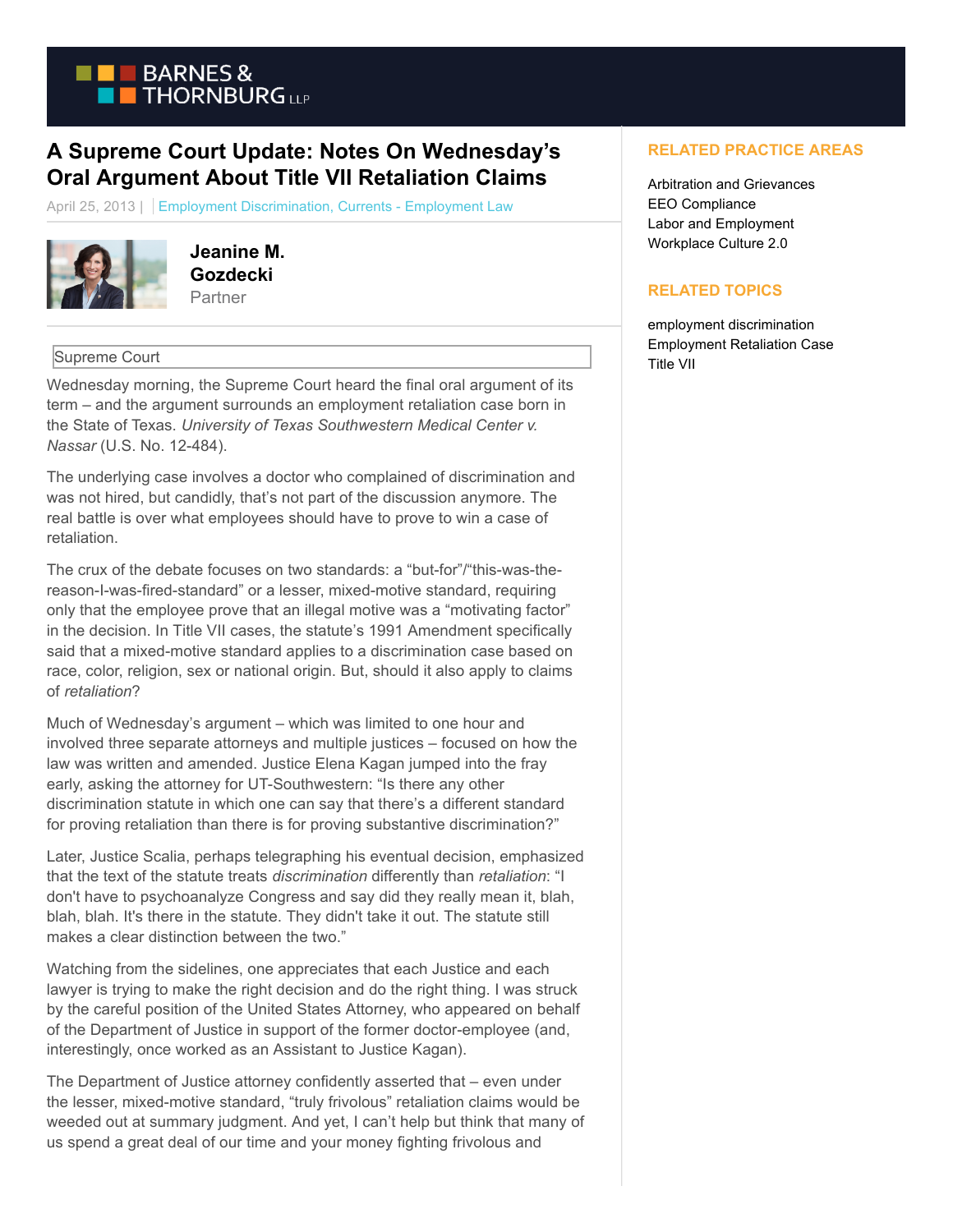# A Supreme Court Update: Notes On Wednesday's Oral Argument About Title VII Retaliation Claims

April 25, 2013 | Employment Discrimination, Currents - Employment Law

**Jeanine M. Gozdecki**
Partner

Supreme Court

Wednesday morning, the Supreme Court heard the final oral argument of its term – and the argument surrounds an employment retaliation case born in the State of Texas. *University of Texas Southwestern Medical Center v. Nassar* (U.S. No. 12-484).

The underlying case involves a doctor who complained of discrimination and was not hired, but candidly, that's not part of the discussion anymore. The real battle is over what employees should have to prove to win a case of retaliation.

The crux of the debate focuses on two standards: a "but-for"/"this-was-the-reason-I-was-fired-standard" or a lesser, mixed-motive standard, requiring only that the employee prove that an illegal motive was a "motivating factor" in the decision. In Title VII cases, the statute's 1991 Amendment specifically said that a mixed-motive standard applies to a discrimination case based on race, color, religion, sex or national origin. But, should it also apply to claims of *retaliation*?

Much of Wednesday's argument – which was limited to one hour and involved three separate attorneys and multiple justices – focused on how the law was written and amended. Justice Elena Kagan jumped into the fray early, asking the attorney for UT-Southwestern: "Is there any other discrimination statute in which one can say that there's a different standard for proving retaliation than there is for proving substantive discrimination?"

Later, Justice Scalia, perhaps telegraphing his eventual decision, emphasized that the text of the statute treats *discrimination* differently than *retaliation*: "I don't have to psychoanalyze Congress and say did they really mean it, blah, blah, blah. It's there in the statute. They didn't take it out. The statute still makes a clear distinction between the two."

Watching from the sidelines, one appreciates that each Justice and each lawyer is trying to make the right decision and do the right thing. I was struck by the careful position of the United States Attorney, who appeared on behalf of the Department of Justice in support of the former doctor-employee (and, interestingly, once worked as an Assistant to Justice Kagan).

The Department of Justice attorney confidently asserted that – even under the lesser, mixed-motive standard, "truly frivolous" retaliation claims would be weeded out at summary judgment. And yet, I can't help but think that many of us spend a great deal of our time and your money fighting frivolous and

RELATED PRACTICE AREAS

- Arbitration and Grievances
- EEO Compliance
- Labor and Employment
- Workplace Culture 2.0

RELATED TOPICS

- employment discrimination
- Employment Retaliation Case
- Title VII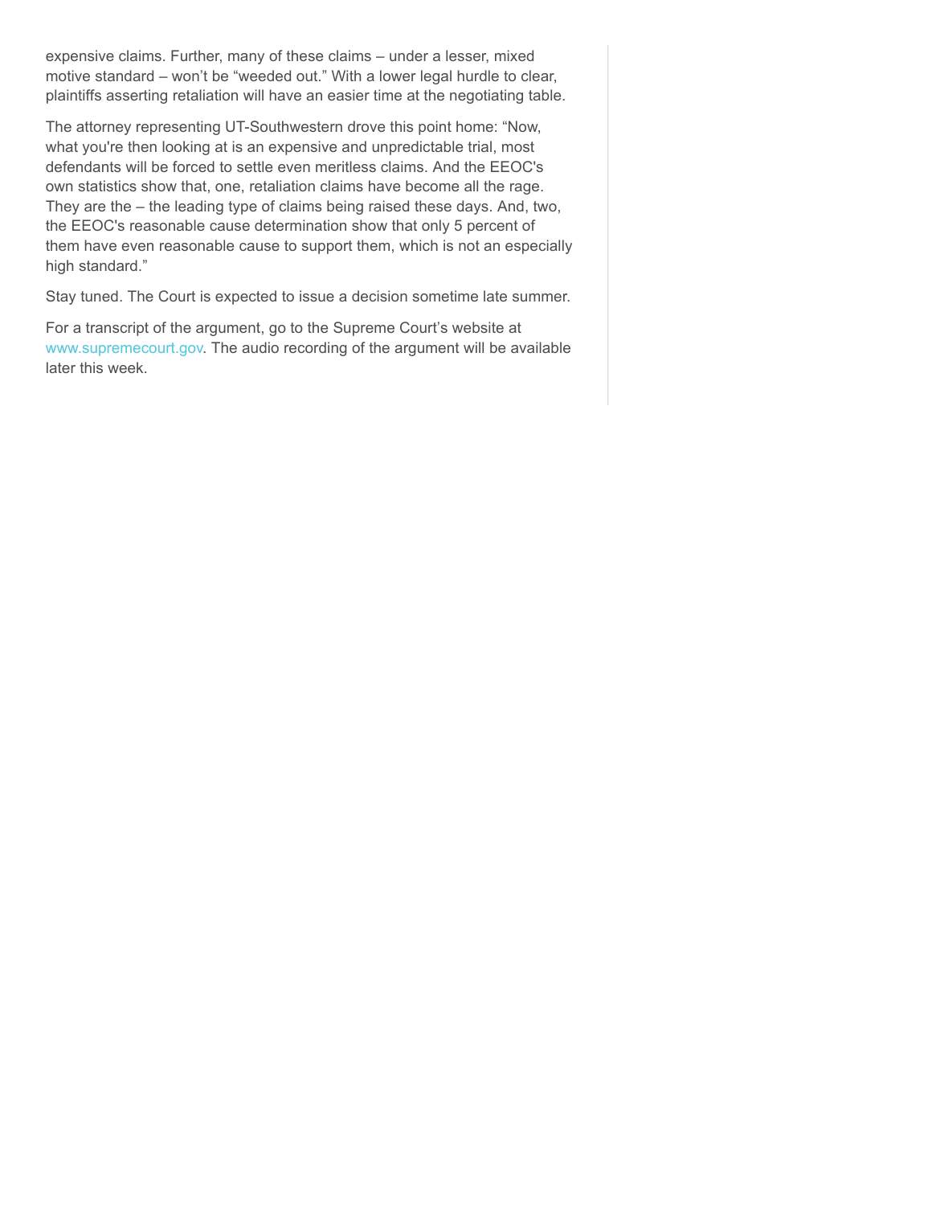expensive claims. Further, many of these claims – under a lesser, mixed motive standard – won't be "weeded out." With a lower legal hurdle to clear, plaintiffs asserting retaliation will have an easier time at the negotiating table.

The attorney representing UT-Southwestern drove this point home: "Now, what you're then looking at is an expensive and unpredictable trial, most defendants will be forced to settle even meritless claims. And the EEOC's own statistics show that, one, retaliation claims have become all the rage. They are the – the leading type of claims being raised these days. And, two, the EEOC's reasonable cause determination show that only 5 percent of them have even reasonable cause to support them, which is not an especially high standard."

Stay tuned. The Court is expected to issue a decision sometime late summer.

For a transcript of the argument, go to the Supreme Court's website at www.supremecourt.gov. The audio recording of the argument will be available later this week.